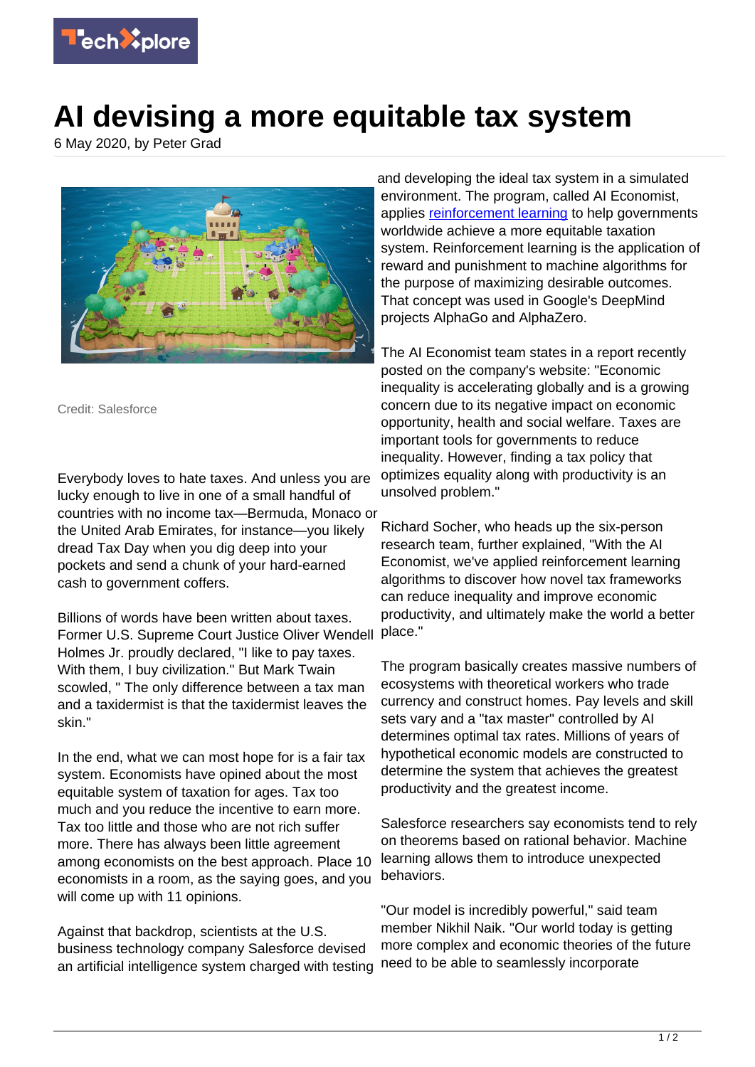# AI devising a more equitable tax system

6 May 2020, by Peter Grad

Credit: Salesforce

Everybody loves to hate taxes. And unless you are lucky enough to live in one of a small handful of countries with no income tax—Bermuda, Monaco or the United Arab Emirates, for instance—you likely dread Tax Day when you dig deep into your pockets and send a chunk of your hard-earned cash to government coffers.

Billions of words have been written about taxes. Former U.S. Supreme Court Justice Oliver Wendell Holmes Jr. proudly declared, "I like to pay taxes. With them, I buy civilization." But Mark Twain scowled, " The only difference between a tax man and a taxidermist is that the taxidermist leaves the skin."

In the end, what we can most hope for is a fair tax system. Economists have opined about the most equitable system of taxation for ages. Tax too much and you reduce the incentive to earn more. Tax too little and those who are not rich suffer more. There has always been little agreement among economists on the best approach. Place 10 economists in a room, as the saying goes, and you will come up with 11 opinions.

Against that backdrop, scientists at the U.S. business technology company Salesforce devised an artificial intelligence system charged with testing and developing the ideal tax system in a simulated environment. The program, called AI Economist, applies reinforcement learning to help governments worldwide achieve a more equitable taxation system. Reinforcement learning is the application of reward and punishment to machine algorithms for the purpose of maximizing desirable outcomes. That concept was used in Google's DeepMind projects AlphaGo and AlphaZero.

The AI Economist team states in a report recently posted on the company's website: "Economic inequality is accelerating globally and is a growing concern due to its negative impact on economic opportunity, health and social welfare. Taxes are important tools for governments to reduce inequality. However, finding a tax policy that optimizes equality along with productivity is an unsolved problem."

Richard Socher, who heads up the six-person research team, further explained, "With the AI Economist, we've applied reinforcement learning algorithms to discover how novel tax frameworks can reduce inequality and improve economic productivity, and ultimately make the world a better place."

The program basically creates massive numbers of ecosystems with theoretical workers who trade currency and construct homes. Pay levels and skill sets vary and a "tax master" controlled by AI determines optimal tax rates. Millions of years of hypothetical economic models are constructed to determine the system that achieves the greatest productivity and the greatest income.

Salesforce researchers say economists tend to rely on theorems based on rational behavior. Machine learning allows them to introduce unexpected behaviors.

"Our model is incredibly powerful," said team member Nikhil Naik. "Our world today is getting more complex and economic theories of the future need to be able to seamlessly incorporate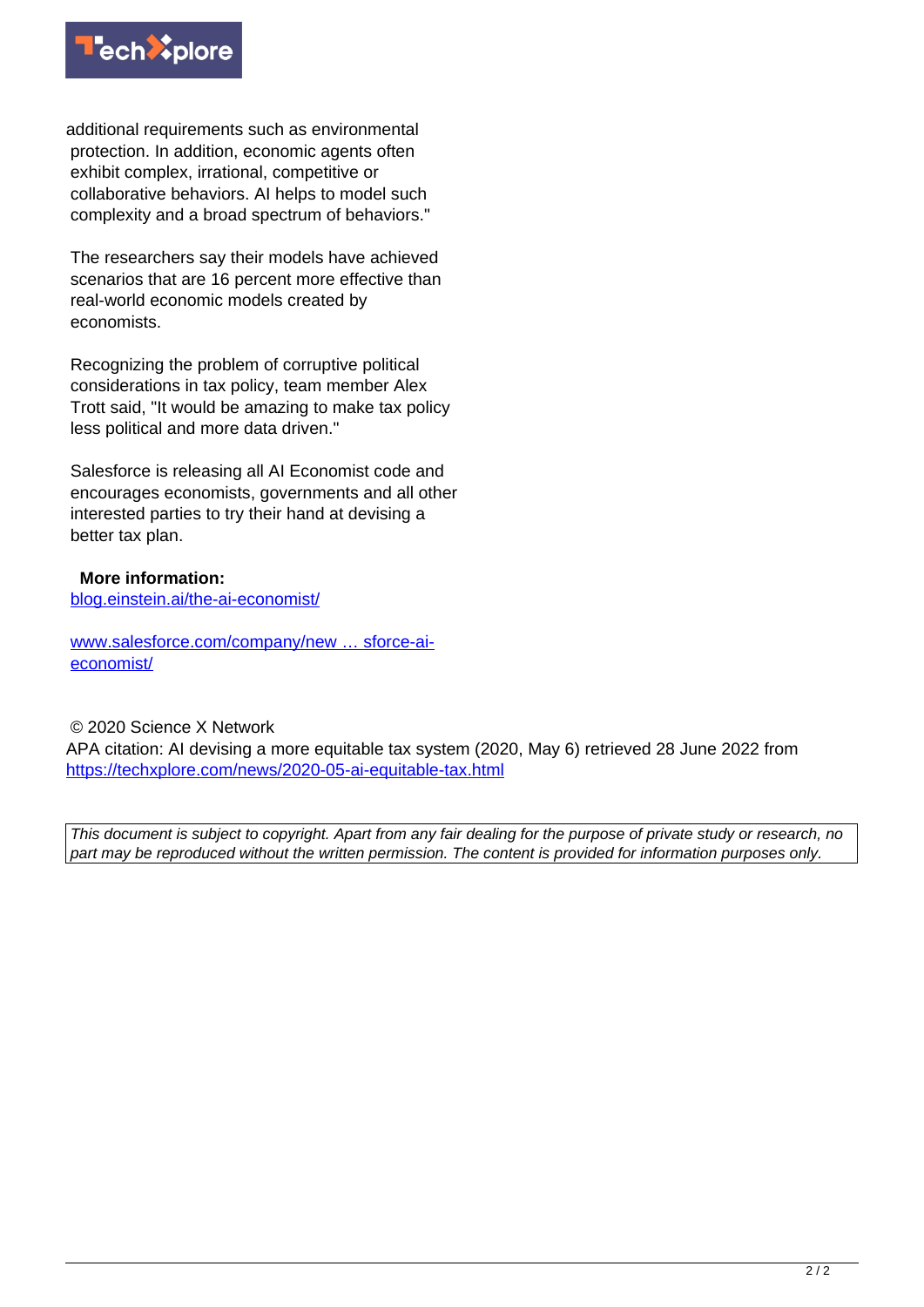additional requirements such as environmental protection. In addition, economic agents often exhibit complex, irrational, competitive or collaborative behaviors. AI helps to model such complexity and a broad spectrum of behaviors."

The researchers say their models have achieved scenarios that are 16 percent more effective than real-world economic models created by economists.

Recognizing the problem of corruptive political considerations in tax policy, team member Alex Trott said, "It would be amazing to make tax policy less political and more data driven."

Salesforce is releasing all AI Economist code and encourages economists, governments and all other interested parties to try their hand at devising a better tax plan.

**More information:**
blog.einstein.ai/the-ai-economist/

www.salesforce.com/company/new … sforce-ai-economist/

© 2020 Science X Network
APA citation: AI devising a more equitable tax system (2020, May 6) retrieved 28 June 2022 from https://techxplore.com/news/2020-05-ai-equitable-tax.html

*This document is subject to copyright. Apart from any fair dealing for the purpose of private study or research, no part may be reproduced without the written permission. The content is provided for information purposes only.*